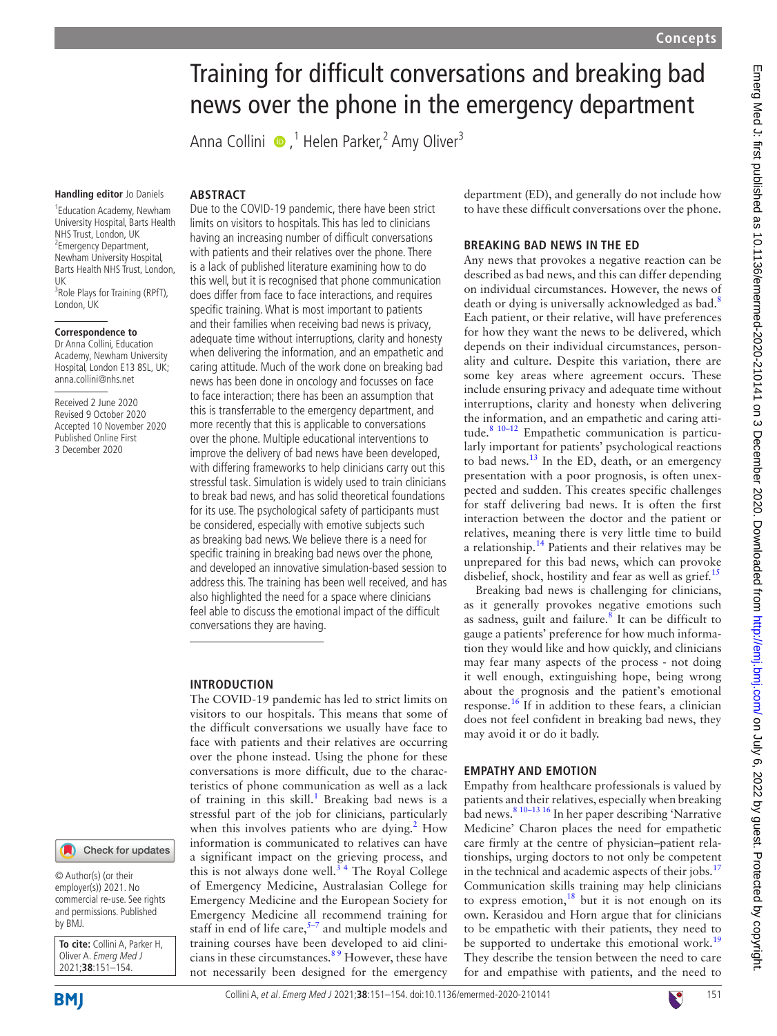# Training for difficult conversations and breaking bad news over the phone in the emergency department

Anna Collini,[1] Helen Parker,[2] Amy Oliver[3]

**Handling editor** Jo Daniels

[1]Education Academy, Newham University Hospital, Barts Health NHS Trust, London, UK
[2]Emergency Department, Newham University Hospital, Barts Health NHS Trust, London, UK
[3]Role Plays for Training (RPfT), London, UK

**Correspondence to**
Dr Anna Collini, Education Academy, Newham University Hospital, London E13 8SL, UK; anna.collini@nhs.net

Received 2 June 2020
Revised 9 October 2020
Accepted 10 November 2020
Published Online First 3 December 2020

## ABSTRACT

Due to the COVID-19 pandemic, there have been strict limits on visitors to hospitals. This has led to clinicians having an increasing number of difficult conversations with patients and their relatives over the phone. There is a lack of published literature examining how to do this well, but it is recognised that phone communication does differ from face to face interactions, and requires specific training. What is most important to patients and their families when receiving bad news is privacy, adequate time without interruptions, clarity and honesty when delivering the information, and an empathetic and caring attitude. Much of the work done on breaking bad news has been done in oncology and focusses on face to face interaction; there has been an assumption that this is transferrable to the emergency department, and more recently that this is applicable to conversations over the phone. Multiple educational interventions to improve the delivery of bad news have been developed, with differing frameworks to help clinicians carry out this stressful task. Simulation is widely used to train clinicians to break bad news, and has solid theoretical foundations for its use. The psychological safety of participants must be considered, especially with emotive subjects such as breaking bad news. We believe there is a need for specific training in breaking bad news over the phone, and developed an innovative simulation-based session to address this. The training has been well received, and has also highlighted the need for a space where clinicians feel able to discuss the emotional impact of the difficult conversations they are having.

## INTRODUCTION

The COVID-19 pandemic has led to strict limits on visitors to our hospitals. This means that some of the difficult conversations we usually have face to face with patients and their relatives are occurring over the phone instead. Using the phone for these conversations is more difficult, due to the characteristics of phone communication as well as a lack of training in this skill.[1] Breaking bad news is a stressful part of the job for clinicians, particularly when this involves patients who are dying.[2] How information is communicated to relatives can have a significant impact on the grieving process, and this is not always done well.[3 4] The Royal College of Emergency Medicine, Australasian College for Emergency Medicine and the European Society for Emergency Medicine all recommend training for staff in end of life care,[5–7] and multiple models and training courses have been developed to aid clinicians in these circumstances.[8 9] However, these have not necessarily been designed for the emergency department (ED), and generally do not include how to have these difficult conversations over the phone.

## BREAKING BAD NEWS IN THE ED

Any news that provokes a negative reaction can be described as bad news, and this can differ depending on individual circumstances. However, the news of death or dying is universally acknowledged as bad.[8] Each patient, or their relative, will have preferences for how they want the news to be delivered, which depends on their individual circumstances, personality and culture. Despite this variation, there are some key areas where agreement occurs. These include ensuring privacy and adequate time without interruptions, clarity and honesty when delivering the information, and an empathetic and caring attitude.[8 10–12] Empathetic communication is particularly important for patients' psychological reactions to bad news.[13] In the ED, death, or an emergency presentation with a poor prognosis, is often unexpected and sudden. This creates specific challenges for staff delivering bad news. It is often the first interaction between the doctor and the patient or relatives, meaning there is very little time to build a relationship.[14] Patients and their relatives may be unprepared for this bad news, which can provoke disbelief, shock, hostility and fear as well as grief.[15]

Breaking bad news is challenging for clinicians, as it generally provokes negative emotions such as sadness, guilt and failure.[8] It can be difficult to gauge a patients' preference for how much information they would like and how quickly, and clinicians may fear many aspects of the process - not doing it well enough, extinguishing hope, being wrong about the prognosis and the patient's emotional response.[16] If in addition to these fears, a clinician does not feel confident in breaking bad news, they may avoid it or do it badly.

## EMPATHY AND EMOTION

Empathy from healthcare professionals is valued by patients and their relatives, especially when breaking bad news.[8 10–13 16] In her paper describing 'Narrative Medicine' Charon places the need for empathetic care firmly at the centre of physician–patient relationships, urging doctors to not only be competent in the technical and academic aspects of their jobs.[17] Communication skills training may help clinicians to express emotion,[18] but it is not enough on its own. Kerasidou and Horn argue that for clinicians to be empathetic with their patients, they need to be supported to undertake this emotional work.[19] They describe the tension between the need to care for and empathise with patients, and the need to

© Author(s) (or their employer(s)) 2021. No commercial re-use. See rights and permissions. Published by BMJ.

**To cite:** Collini A, Parker H, Oliver A. *Emerg Med J* 2021;**38**:151–154.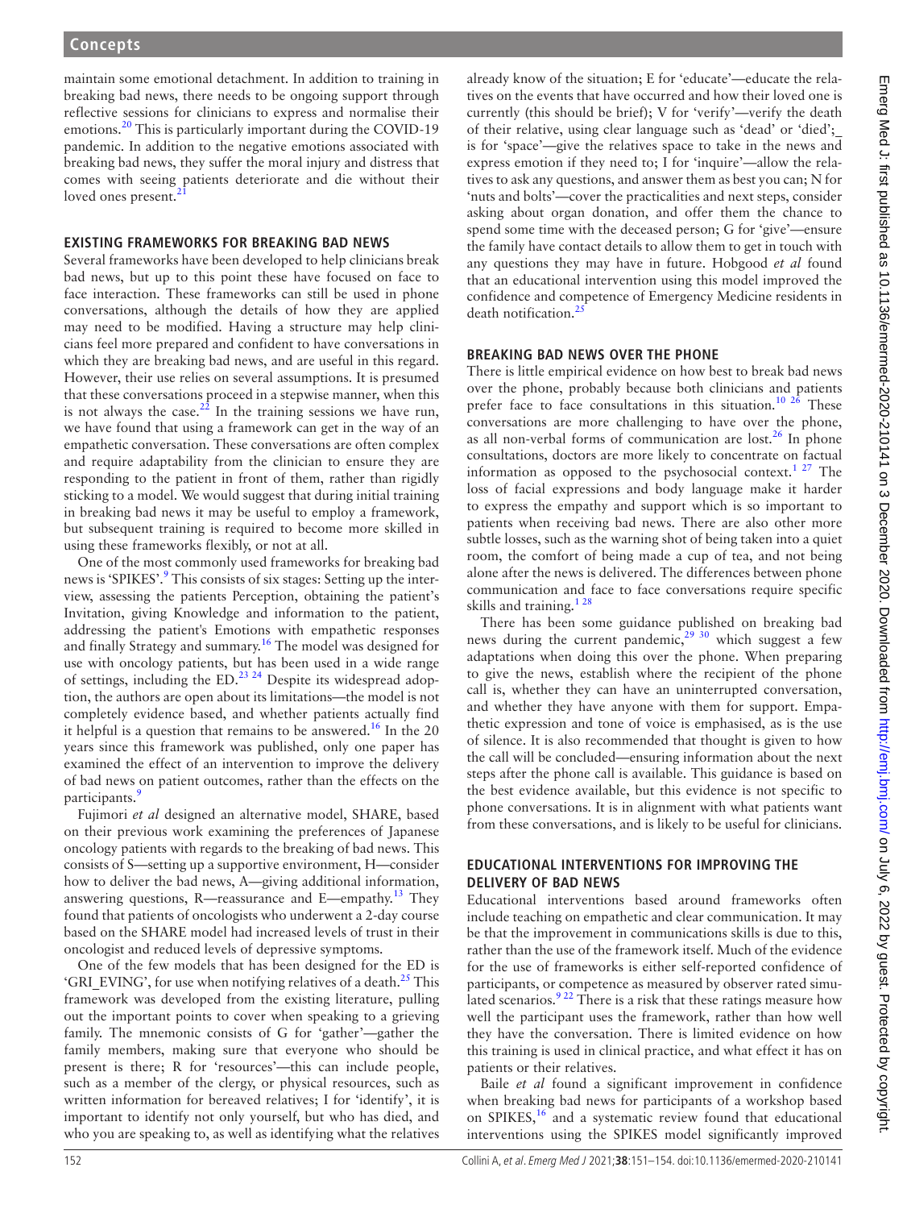maintain some emotional detachment. In addition to training in breaking bad news, there needs to be ongoing support through reflective sessions for clinicians to express and normalise their emotions.[20] This is particularly important during the COVID-19 pandemic. In addition to the negative emotions associated with breaking bad news, they suffer the moral injury and distress that comes with seeing patients deteriorate and die without their loved ones present.[21]

## EXISTING FRAMEWORKS FOR BREAKING BAD NEWS

Several frameworks have been developed to help clinicians break bad news, but up to this point these have focused on face to face interaction. These frameworks can still be used in phone conversations, although the details of how they are applied may need to be modified. Having a structure may help clinicians feel more prepared and confident to have conversations in which they are breaking bad news, and are useful in this regard. However, their use relies on several assumptions. It is presumed that these conversations proceed in a stepwise manner, when this is not always the case.[22] In the training sessions we have run, we have found that using a framework can get in the way of an empathetic conversation. These conversations are often complex and require adaptability from the clinician to ensure they are responding to the patient in front of them, rather than rigidly sticking to a model. We would suggest that during initial training in breaking bad news it may be useful to employ a framework, but subsequent training is required to become more skilled in using these frameworks flexibly, or not at all.

One of the most commonly used frameworks for breaking bad news is 'SPIKES'.[9] This consists of six stages: Setting up the interview, assessing the patients Perception, obtaining the patient's Invitation, giving Knowledge and information to the patient, addressing the patient's Emotions with empathetic responses and finally Strategy and summary.[16] The model was designed for use with oncology patients, but has been used in a wide range of settings, including the ED.[23,24] Despite its widespread adoption, the authors are open about its limitations—the model is not completely evidence based, and whether patients actually find it helpful is a question that remains to be answered.[16] In the 20 years since this framework was published, only one paper has examined the effect of an intervention to improve the delivery of bad news on patient outcomes, rather than the effects on the participants.[9]

Fujimori *et al* designed an alternative model, SHARE, based on their previous work examining the preferences of Japanese oncology patients with regards to the breaking of bad news. This consists of S—setting up a supportive environment, H—consider how to deliver the bad news, A—giving additional information, answering questions, R—reassurance and E—empathy.[13] They found that patients of oncologists who underwent a 2-day course based on the SHARE model had increased levels of trust in their oncologist and reduced levels of depressive symptoms.

One of the few models that has been designed for the ED is 'GRI_EVING', for use when notifying relatives of a death.[25] This framework was developed from the existing literature, pulling out the important points to cover when speaking to a grieving family. The mnemonic consists of G for 'gather'—gather the family members, making sure that everyone who should be present is there; R for 'resources'—this can include people, such as a member of the clergy, or physical resources, such as written information for bereaved relatives; I for 'identify', it is important to identify not only yourself, but who has died, and who you are speaking to, as well as identifying what the relatives already know of the situation; E for 'educate'—educate the relatives on the events that have occurred and how their loved one is currently (this should be brief); V for 'verify'—verify the death of their relative, using clear language such as 'dead' or 'died'; _ is for 'space'—give the relatives space to take in the news and express emotion if they need to; I for 'inquire'—allow the relatives to ask any questions, and answer them as best you can; N for 'nuts and bolts'—cover the practicalities and next steps, consider asking about organ donation, and offer them the chance to spend some time with the deceased person; G for 'give'—ensure the family have contact details to allow them to get in touch with any questions they may have in future. Hobgood *et al* found that an educational intervention using this model improved the confidence and competence of Emergency Medicine residents in death notification.[25]

## BREAKING BAD NEWS OVER THE PHONE

There is little empirical evidence on how best to break bad news over the phone, probably because both clinicians and patients prefer face to face consultations in this situation.[10,26] These conversations are more challenging to have over the phone, as all non-verbal forms of communication are lost.[26] In phone consultations, doctors are more likely to concentrate on factual information as opposed to the psychosocial context.[1,27] The loss of facial expressions and body language make it harder to express the empathy and support which is so important to patients when receiving bad news. There are also other more subtle losses, such as the warning shot of being taken into a quiet room, the comfort of being made a cup of tea, and not being alone after the news is delivered. The differences between phone communication and face to face conversations require specific skills and training.[1,28]

There has been some guidance published on breaking bad news during the current pandemic,[29,30] which suggest a few adaptations when doing this over the phone. When preparing to give the news, establish where the recipient of the phone call is, whether they can have an uninterrupted conversation, and whether they have anyone with them for support. Empathetic expression and tone of voice is emphasised, as is the use of silence. It is also recommended that thought is given to how the call will be concluded—ensuring information about the next steps after the phone call is available. This guidance is based on the best evidence available, but this evidence is not specific to phone conversations. It is in alignment with what patients want from these conversations, and is likely to be useful for clinicians.

## EDUCATIONAL INTERVENTIONS FOR IMPROVING THE DELIVERY OF BAD NEWS

Educational interventions based around frameworks often include teaching on empathetic and clear communication. It may be that the improvement in communications skills is due to this, rather than the use of the framework itself. Much of the evidence for the use of frameworks is either self-reported confidence of participants, or competence as measured by observer rated simulated scenarios.[9,22] There is a risk that these ratings measure how well the participant uses the framework, rather than how well they have the conversation. There is limited evidence on how this training is used in clinical practice, and what effect it has on patients or their relatives.

Baile *et al* found a significant improvement in confidence when breaking bad news for participants of a workshop based on SPIKES,[16] and a systematic review found that educational interventions using the SPIKES model significantly improved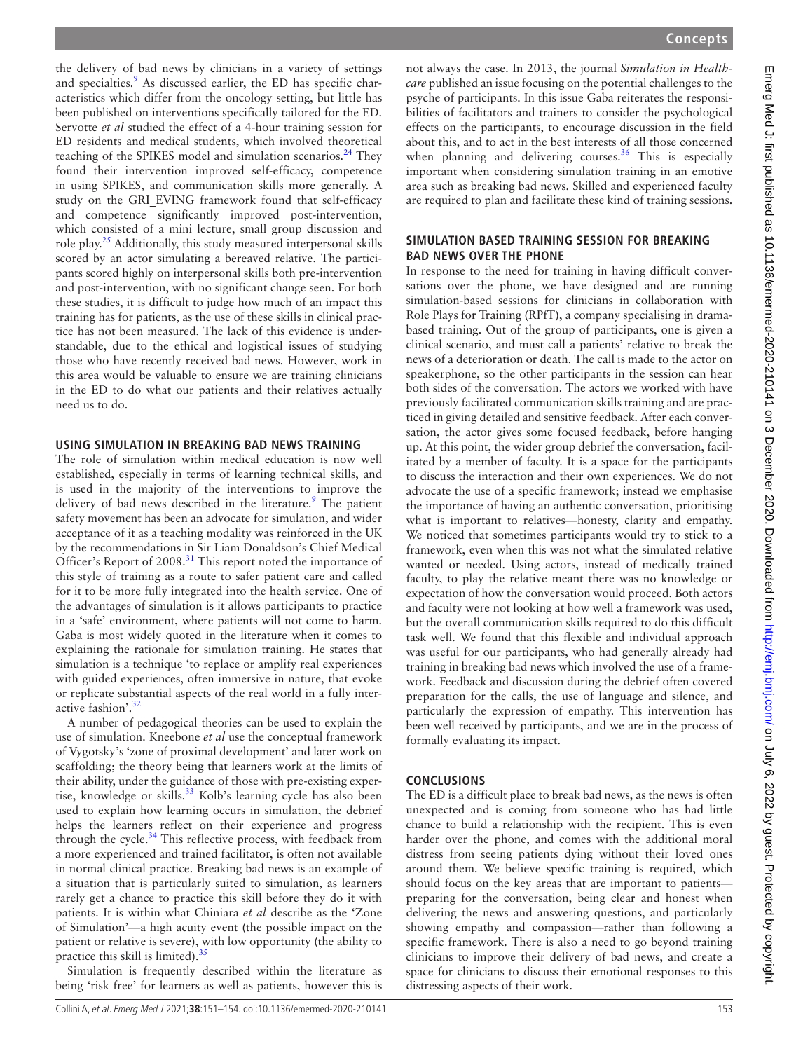the delivery of bad news by clinicians in a variety of settings and specialties.[9] As discussed earlier, the ED has specific characteristics which differ from the oncology setting, but little has been published on interventions specifically tailored for the ED. Servotte *et al* studied the effect of a 4-hour training session for ED residents and medical students, which involved theoretical teaching of the SPIKES model and simulation scenarios.[24] They found their intervention improved self-efficacy, competence in using SPIKES, and communication skills more generally. A study on the GRI_EVING framework found that self-efficacy and competence significantly improved post-intervention, which consisted of a mini lecture, small group discussion and role play.[25] Additionally, this study measured interpersonal skills scored by an actor simulating a bereaved relative. The participants scored highly on interpersonal skills both pre-intervention and post-intervention, with no significant change seen. For both these studies, it is difficult to judge how much of an impact this training has for patients, as the use of these skills in clinical practice has not been measured. The lack of this evidence is understandable, due to the ethical and logistical issues of studying those who have recently received bad news. However, work in this area would be valuable to ensure we are training clinicians in the ED to do what our patients and their relatives actually need us to do.

## USING SIMULATION IN BREAKING BAD NEWS TRAINING

The role of simulation within medical education is now well established, especially in terms of learning technical skills, and is used in the majority of the interventions to improve the delivery of bad news described in the literature.[9] The patient safety movement has been an advocate for simulation, and wider acceptance of it as a teaching modality was reinforced in the UK by the recommendations in Sir Liam Donaldson's Chief Medical Officer's Report of 2008.[31] This report noted the importance of this style of training as a route to safer patient care and called for it to be more fully integrated into the health service. One of the advantages of simulation is it allows participants to practice in a 'safe' environment, where patients will not come to harm. Gaba is most widely quoted in the literature when it comes to explaining the rationale for simulation training. He states that simulation is a technique 'to replace or amplify real experiences with guided experiences, often immersive in nature, that evoke or replicate substantial aspects of the real world in a fully interactive fashion'.[32]

A number of pedagogical theories can be used to explain the use of simulation. Kneebone *et al* use the conceptual framework of Vygotsky's 'zone of proximal development' and later work on scaffolding; the theory being that learners work at the limits of their ability, under the guidance of those with pre-existing expertise, knowledge or skills.[33] Kolb's learning cycle has also been used to explain how learning occurs in simulation, the debrief helps the learners reflect on their experience and progress through the cycle.[34] This reflective process, with feedback from a more experienced and trained facilitator, is often not available in normal clinical practice. Breaking bad news is an example of a situation that is particularly suited to simulation, as learners rarely get a chance to practice this skill before they do it with patients. It is within what Chiniara *et al* describe as the 'Zone of Simulation'—a high acuity event (the possible impact on the patient or relative is severe), with low opportunity (the ability to practice this skill is limited).[35]

Simulation is frequently described within the literature as being 'risk free' for learners as well as patients, however this is not always the case. In 2013, the journal *Simulation in Healthcare* published an issue focusing on the potential challenges to the psyche of participants. In this issue Gaba reiterates the responsibilities of facilitators and trainers to consider the psychological effects on the participants, to encourage discussion in the field about this, and to act in the best interests of all those concerned when planning and delivering courses.[36] This is especially important when considering simulation training in an emotive area such as breaking bad news. Skilled and experienced faculty are required to plan and facilitate these kind of training sessions.

## SIMULATION BASED TRAINING SESSION FOR BREAKING BAD NEWS OVER THE PHONE

In response to the need for training in having difficult conversations over the phone, we have designed and are running simulation-based sessions for clinicians in collaboration with Role Plays for Training (RPfT), a company specialising in drama-based training. Out of the group of participants, one is given a clinical scenario, and must call a patients' relative to break the news of a deterioration or death. The call is made to the actor on speakerphone, so the other participants in the session can hear both sides of the conversation. The actors we worked with have previously facilitated communication skills training and are practiced in giving detailed and sensitive feedback. After each conversation, the actor gives some focused feedback, before hanging up. At this point, the wider group debrief the conversation, facilitated by a member of faculty. It is a space for the participants to discuss the interaction and their own experiences. We do not advocate the use of a specific framework; instead we emphasise the importance of having an authentic conversation, prioritising what is important to relatives—honesty, clarity and empathy. We noticed that sometimes participants would try to stick to a framework, even when this was not what the simulated relative wanted or needed. Using actors, instead of medically trained faculty, to play the relative meant there was no knowledge or expectation of how the conversation would proceed. Both actors and faculty were not looking at how well a framework was used, but the overall communication skills required to do this difficult task well. We found that this flexible and individual approach was useful for our participants, who had generally already had training in breaking bad news which involved the use of a framework. Feedback and discussion during the debrief often covered preparation for the calls, the use of language and silence, and particularly the expression of empathy. This intervention has been well received by participants, and we are in the process of formally evaluating its impact.

## CONCLUSIONS

The ED is a difficult place to break bad news, as the news is often unexpected and is coming from someone who has had little chance to build a relationship with the recipient. This is even harder over the phone, and comes with the additional moral distress from seeing patients dying without their loved ones around them. We believe specific training is required, which should focus on the key areas that are important to patients—preparing for the conversation, being clear and honest when delivering the news and answering questions, and particularly showing empathy and compassion—rather than following a specific framework. There is also a need to go beyond training clinicians to improve their delivery of bad news, and create a space for clinicians to discuss their emotional responses to this distressing aspects of their work.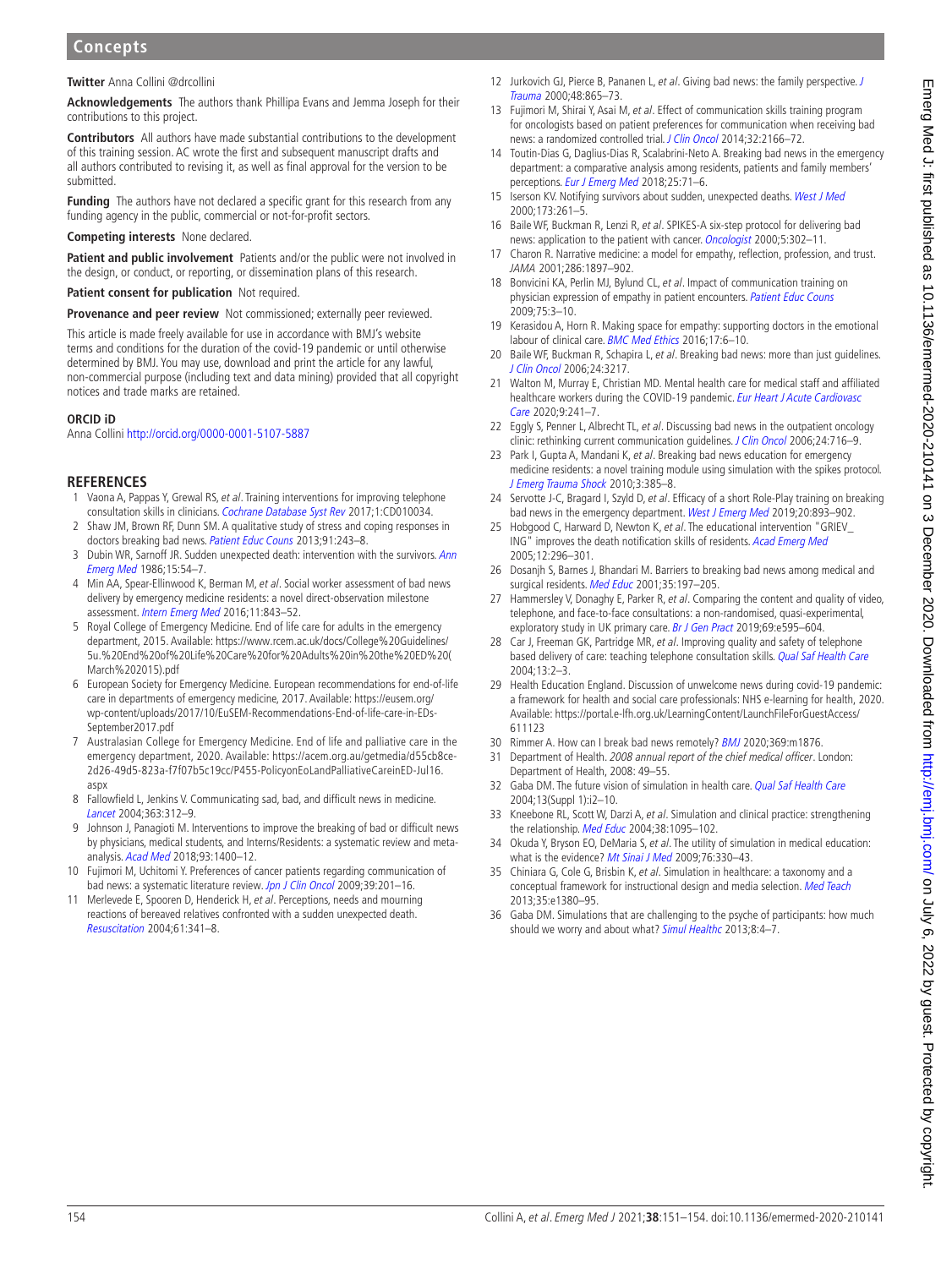**Twitter** Anna Collini @drcollini

**Acknowledgements** The authors thank Phillipa Evans and Jemma Joseph for their contributions to this project.

**Contributors** All authors have made substantial contributions to the development of this training session. AC wrote the first and subsequent manuscript drafts and all authors contributed to revising it, as well as final approval for the version to be submitted.

**Funding** The authors have not declared a specific grant for this research from any funding agency in the public, commercial or not-for-profit sectors.

**Competing interests** None declared.

**Patient and public involvement** Patients and/or the public were not involved in the design, or conduct, or reporting, or dissemination plans of this research.

**Patient consent for publication** Not required.

**Provenance and peer review** Not commissioned; externally peer reviewed.

This article is made freely available for use in accordance with BMJ's website terms and conditions for the duration of the covid-19 pandemic or until otherwise determined by BMJ. You may use, download and print the article for any lawful, non-commercial purpose (including text and data mining) provided that all copyright notices and trade marks are retained.

**ORCID iD**

Anna Collini http://orcid.org/0000-0001-5107-5887

## REFERENCES

1. Vaona A, Pappas Y, Grewal RS, *et al*. Training interventions for improving telephone consultation skills in clinicians. *Cochrane Database Syst Rev* 2017;1:CD010034.
2. Shaw JM, Brown RF, Dunn SM. A qualitative study of stress and coping responses in doctors breaking bad news. *Patient Educ Couns* 2013;91:243–8.
3. Dubin WR, Sarnoff JR. Sudden unexpected death: intervention with the survivors. *Ann Emerg Med* 1986;15:54–7.
4. Min AA, Spear-Ellinwood K, Berman M, *et al*. Social worker assessment of bad news delivery by emergency medicine residents: a novel direct-observation milestone assessment. *Intern Emerg Med* 2016;11:843–52.
5. Royal College of Emergency Medicine. End of life care for adults in the emergency department, 2015. Available: https://www.rcem.ac.uk/docs/College%20Guidelines/5u.%20End%20of%20Life%20Care%20for%20Adults%20in%20the%20ED%20(March%202015).pdf
6. European Society for Emergency Medicine. European recommendations for end-of-life care in departments of emergency medicine, 2017. Available: https://eusem.org/wp-content/uploads/2017/10/EuSEM-Recommendations-End-of-life-care-in-EDs-September2017.pdf
7. Australasian College for Emergency Medicine. End of life and palliative care in the emergency department, 2020. Available: https://acem.org.au/getmedia/d55cb8ce-2d26-49d5-823a-f7f07b5c19cc/P455-PolicyonEoLandPalliativeCareinED-Jul16.aspx
8. Fallowfield L, Jenkins V. Communicating sad, bad, and difficult news in medicine. *Lancet* 2004;363:312–9.
9. Johnson J, Panagioti M. Interventions to improve the breaking of bad or difficult news by physicians, medical students, and Interns/Residents: a systematic review and meta-analysis. *Acad Med* 2018;93:1400–12.
10. Fujimori M, Uchitomi Y. Preferences of cancer patients regarding communication of bad news: a systematic literature review. *Jpn J Clin Oncol* 2009;39:201–16.
11. Merlevede E, Spooren D, Henderick H, *et al*. Perceptions, needs and mourning reactions of bereaved relatives confronted with a sudden unexpected death. *Resuscitation* 2004;61:341–8.
12. Jurkovich GJ, Pierce B, Pananen L, *et al*. Giving bad news: the family perspective. *J Trauma* 2000;48:865–73.
13. Fujimori M, Shirai Y, Asai M, *et al*. Effect of communication skills training program for oncologists based on patient preferences for communication when receiving bad news: a randomized controlled trial. *J Clin Oncol* 2014;32:2166–72.
14. Toutin-Dias G, Daglius-Dias R, Scalabrini-Neto A. Breaking bad news in the emergency department: a comparative analysis among residents, patients and family members' perceptions. *Eur J Emerg Med* 2018;25:71–6.
15. Iserson KV. Notifying survivors about sudden, unexpected deaths. *West J Med* 2000;173:261–5.
16. Baile WF, Buckman R, Lenzi R, *et al*. SPIKES-A six-step protocol for delivering bad news: application to the patient with cancer. *Oncologist* 2000;5:302–11.
17. Charon R. Narrative medicine: a model for empathy, reflection, profession, and trust. *JAMA* 2001;286:1897–902.
18. Bonvicini KA, Perlin MJ, Bylund CL, *et al*. Impact of communication training on physician expression of empathy in patient encounters. *Patient Educ Couns* 2009;75:3–10.
19. Kerasidou A, Horn R. Making space for empathy: supporting doctors in the emotional labour of clinical care. *BMC Med Ethics* 2016;17:6–10.
20. Baile WF, Buckman R, Schapira L, *et al*. Breaking bad news: more than just guidelines. *J Clin Oncol* 2006;24:3217.
21. Walton M, Murray E, Christian MD. Mental health care for medical staff and affiliated healthcare workers during the COVID-19 pandemic. *Eur Heart J Acute Cardiovasc Care* 2020;9:241–7.
22. Eggly S, Penner L, Albrecht TL, *et al*. Discussing bad news in the outpatient oncology clinic: rethinking current communication guidelines. *J Clin Oncol* 2006;24:716–9.
23. Park I, Gupta A, Mandani K, *et al*. Breaking bad news education for emergency medicine residents: a novel training module using simulation with the spikes protocol. *J Emerg Trauma Shock* 2010;3:385–8.
24. Servotte J-C, Bragard I, Szyld D, *et al*. Efficacy of a short Role-Play training on breaking bad news in the emergency department. *West J Emerg Med* 2019;20:893–902.
25. Hobgood C, Harward D, Newton K, *et al*. The educational intervention "GRIEV_ING" improves the death notification skills of residents. *Acad Emerg Med* 2005;12:296–301.
26. Dosanjh S, Barnes J, Bhandari M. Barriers to breaking bad news among medical and surgical residents. *Med Educ* 2001;35:197–205.
27. Hammersley V, Donaghy E, Parker R, *et al*. Comparing the content and quality of video, telephone, and face-to-face consultations: a non-randomised, quasi-experimental, exploratory study in UK primary care. *Br J Gen Pract* 2019;69:e595–604.
28. Car J, Freeman GK, Partridge MR, *et al*. Improving quality and safety of telephone based delivery of care: teaching telephone consultation skills. *Qual Saf Health Care* 2004;13:2–3.
29. Health Education England. Discussion of unwelcome news during covid-19 pandemic: a framework for health and social care professionals: NHS e-learning for health, 2020. Available: https://portal.e-lfh.org.uk/LearningContent/LaunchFileForGuestAccess/611123
30. Rimmer A. How can I break bad news remotely? *BMJ* 2020;369:m1876.
31. Department of Health. *2008 annual report of the chief medical officer*. London: Department of Health, 2008: 49–55.
32. Gaba DM. The future vision of simulation in health care. *Qual Saf Health Care* 2004;13(Suppl 1):i2–10.
33. Kneebone RL, Scott W, Darzi A, *et al*. Simulation and clinical practice: strengthening the relationship. *Med Educ* 2004;38:1095–102.
34. Okuda Y, Bryson EO, DeMaria S, *et al*. The utility of simulation in medical education: what is the evidence? *Mt Sinai J Med* 2009;76:330–43.
35. Chiniara G, Cole G, Brisbin K, *et al*. Simulation in healthcare: a taxonomy and a conceptual framework for instructional design and media selection. *Med Teach* 2013;35:e1380–95.
36. Gaba DM. Simulations that are challenging to the psyche of participants: how much should we worry and about what? *Simul Healthc* 2013;8:4–7.